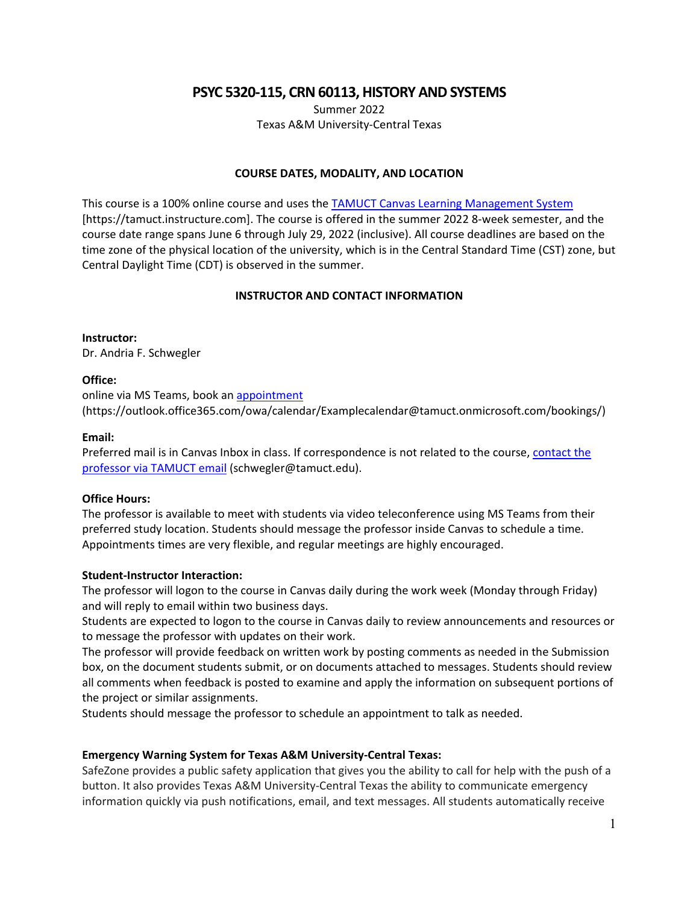# PSYC 5320-115, CRN 60113, HISTORY AND SYSTEMS

Summer 2022
Texas A&M University-Central Texas

## COURSE DATES, MODALITY, AND LOCATION

This course is a 100% online course and uses the [TAMUCT Canvas Learning Management System](https://tamuct.instructure.com) [https://tamuct.instructure.com]. The course is offered in the summer 2022 8-week semester, and the course date range spans June 6 through July 29, 2022 (inclusive). All course deadlines are based on the time zone of the physical location of the university, which is in the Central Standard Time (CST) zone, but Central Daylight Time (CDT) is observed in the summer.

## INSTRUCTOR AND CONTACT INFORMATION

**Instructor:**
Dr. Andria F. Schwegler

**Office:**
online via MS Teams, book an [appointment](https://outlook.office365.com/owa/calendar/Examplecalendar@tamuct.onmicrosoft.com/bookings/)
(https://outlook.office365.com/owa/calendar/Examplecalendar@tamuct.onmicrosoft.com/bookings/)

**Email:**
Preferred mail is in Canvas Inbox in class. If correspondence is not related to the course, [contact the professor via TAMUCT email](mailto:schwegler@tamuct.edu) (schwegler@tamuct.edu).

**Office Hours:**
The professor is available to meet with students via video teleconference using MS Teams from their preferred study location. Students should message the professor inside Canvas to schedule a time. Appointments times are very flexible, and regular meetings are highly encouraged.

**Student-Instructor Interaction:**
The professor will logon to the course in Canvas daily during the work week (Monday through Friday) and will reply to email within two business days.
Students are expected to logon to the course in Canvas daily to review announcements and resources or to message the professor with updates on their work.
The professor will provide feedback on written work by posting comments as needed in the Submission box, on the document students submit, or on documents attached to messages. Students should review all comments when feedback is posted to examine and apply the information on subsequent portions of the project or similar assignments.
Students should message the professor to schedule an appointment to talk as needed.

**Emergency Warning System for Texas A&M University-Central Texas:**
SafeZone provides a public safety application that gives you the ability to call for help with the push of a button. It also provides Texas A&M University-Central Texas the ability to communicate emergency information quickly via push notifications, email, and text messages. All students automatically receive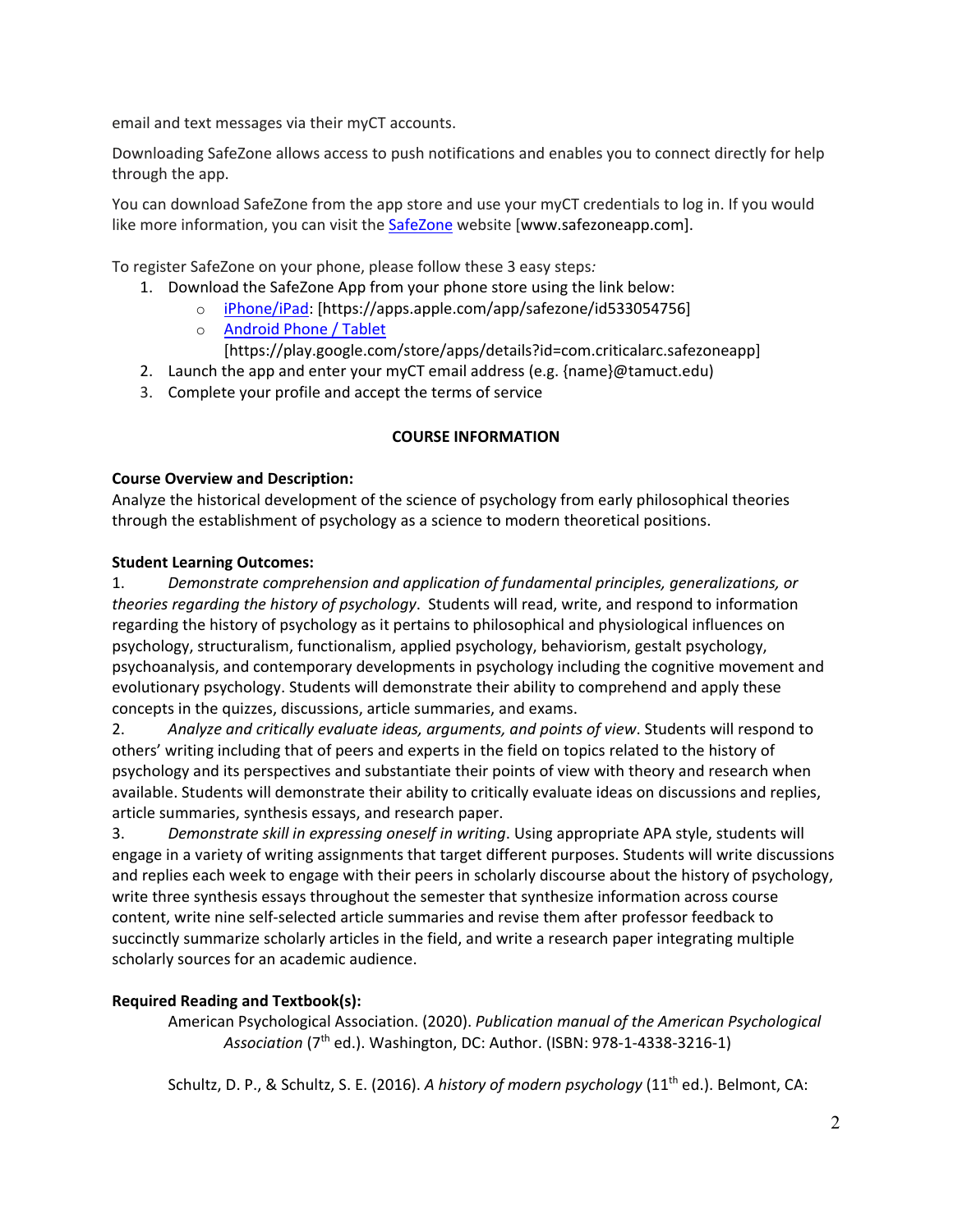email and text messages via their myCT accounts.

Downloading SafeZone allows access to push notifications and enables you to connect directly for help through the app.

You can download SafeZone from the app store and use your myCT credentials to log in. If you would like more information, you can visit the [SafeZone](www.safezoneapp.com) website [www.safezoneapp.com].

To register SafeZone on your phone, please follow these 3 easy steps:

1. Download the SafeZone App from your phone store using the link below:
   - [iPhone/iPad](https://apps.apple.com/app/safezone/id533054756): [https://apps.apple.com/app/safezone/id533054756]
   - [Android Phone / Tablet](https://play.google.com/store/apps/details?id=com.criticalarc.safezoneapp) [https://play.google.com/store/apps/details?id=com.criticalarc.safezoneapp]
2. Launch the app and enter your myCT email address (e.g. {name}@tamuct.edu)
3. Complete your profile and accept the terms of service

## COURSE INFORMATION

**Course Overview and Description:**
Analyze the historical development of the science of psychology from early philosophical theories through the establishment of psychology as a science to modern theoretical positions.

**Student Learning Outcomes:**

1. *Demonstrate comprehension and application of fundamental principles, generalizations, or theories regarding the history of psychology*. Students will read, write, and respond to information regarding the history of psychology as it pertains to philosophical and physiological influences on psychology, structuralism, functionalism, applied psychology, behaviorism, gestalt psychology, psychoanalysis, and contemporary developments in psychology including the cognitive movement and evolutionary psychology. Students will demonstrate their ability to comprehend and apply these concepts in the quizzes, discussions, article summaries, and exams.
2. *Analyze and critically evaluate ideas, arguments, and points of view*. Students will respond to others' writing including that of peers and experts in the field on topics related to the history of psychology and its perspectives and substantiate their points of view with theory and research when available. Students will demonstrate their ability to critically evaluate ideas on discussions and replies, article summaries, synthesis essays, and research paper.
3. *Demonstrate skill in expressing oneself in writing*. Using appropriate APA style, students will engage in a variety of writing assignments that target different purposes. Students will write discussions and replies each week to engage with their peers in scholarly discourse about the history of psychology, write three synthesis essays throughout the semester that synthesize information across course content, write nine self-selected article summaries and revise them after professor feedback to succinctly summarize scholarly articles in the field, and write a research paper integrating multiple scholarly sources for an academic audience.

**Required Reading and Textbook(s):**

American Psychological Association. (2020). *Publication manual of the American Psychological Association* (7th ed.). Washington, DC: Author. (ISBN: 978-1-4338-3216-1)

Schultz, D. P., & Schultz, S. E. (2016). *A history of modern psychology* (11th ed.). Belmont, CA: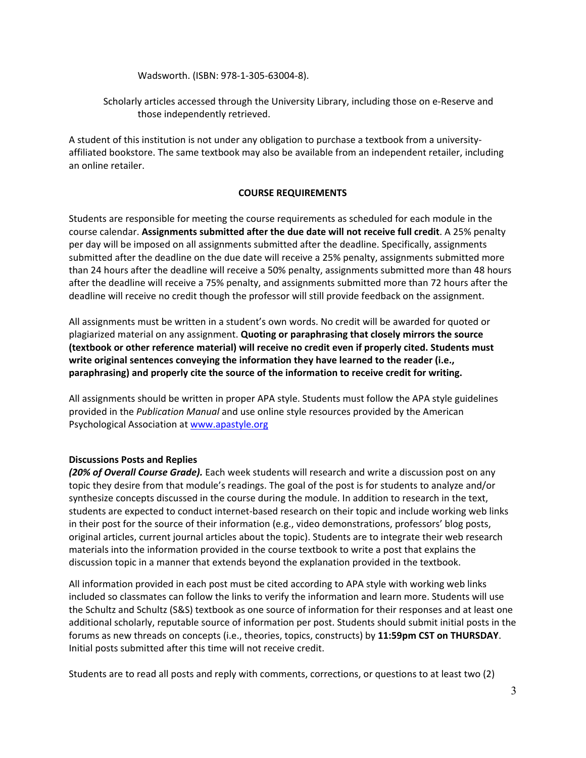Wadsworth. (ISBN: 978-1-305-63004-8).

Scholarly articles accessed through the University Library, including those on e-Reserve and those independently retrieved.

A student of this institution is not under any obligation to purchase a textbook from a university-affiliated bookstore. The same textbook may also be available from an independent retailer, including an online retailer.

## COURSE REQUIREMENTS

Students are responsible for meeting the course requirements as scheduled for each module in the course calendar. **Assignments submitted after the due date will not receive full credit**. A 25% penalty per day will be imposed on all assignments submitted after the deadline. Specifically, assignments submitted after the deadline on the due date will receive a 25% penalty, assignments submitted more than 24 hours after the deadline will receive a 50% penalty, assignments submitted more than 48 hours after the deadline will receive a 75% penalty, and assignments submitted more than 72 hours after the deadline will receive no credit though the professor will still provide feedback on the assignment.

All assignments must be written in a student's own words. No credit will be awarded for quoted or plagiarized material on any assignment. **Quoting or paraphrasing that closely mirrors the source (textbook or other reference material) will receive no credit even if properly cited. Students must write original sentences conveying the information they have learned to the reader (i.e., paraphrasing) and properly cite the source of the information to receive credit for writing.**

All assignments should be written in proper APA style. Students must follow the APA style guidelines provided in the *Publication Manual* and use online style resources provided by the American Psychological Association at www.apastyle.org

### Discussions Posts and Replies

***(20% of Overall Course Grade).*** Each week students will research and write a discussion post on any topic they desire from that module's readings. The goal of the post is for students to analyze and/or synthesize concepts discussed in the course during the module. In addition to research in the text, students are expected to conduct internet-based research on their topic and include working web links in their post for the source of their information (e.g., video demonstrations, professors' blog posts, original articles, current journal articles about the topic). Students are to integrate their web research materials into the information provided in the course textbook to write a post that explains the discussion topic in a manner that extends beyond the explanation provided in the textbook.

All information provided in each post must be cited according to APA style with working web links included so classmates can follow the links to verify the information and learn more. Students will use the Schultz and Schultz (S&S) textbook as one source of information for their responses and at least one additional scholarly, reputable source of information per post. Students should submit initial posts in the forums as new threads on concepts (i.e., theories, topics, constructs) by **11:59pm CST on THURSDAY**. Initial posts submitted after this time will not receive credit.

Students are to read all posts and reply with comments, corrections, or questions to at least two (2)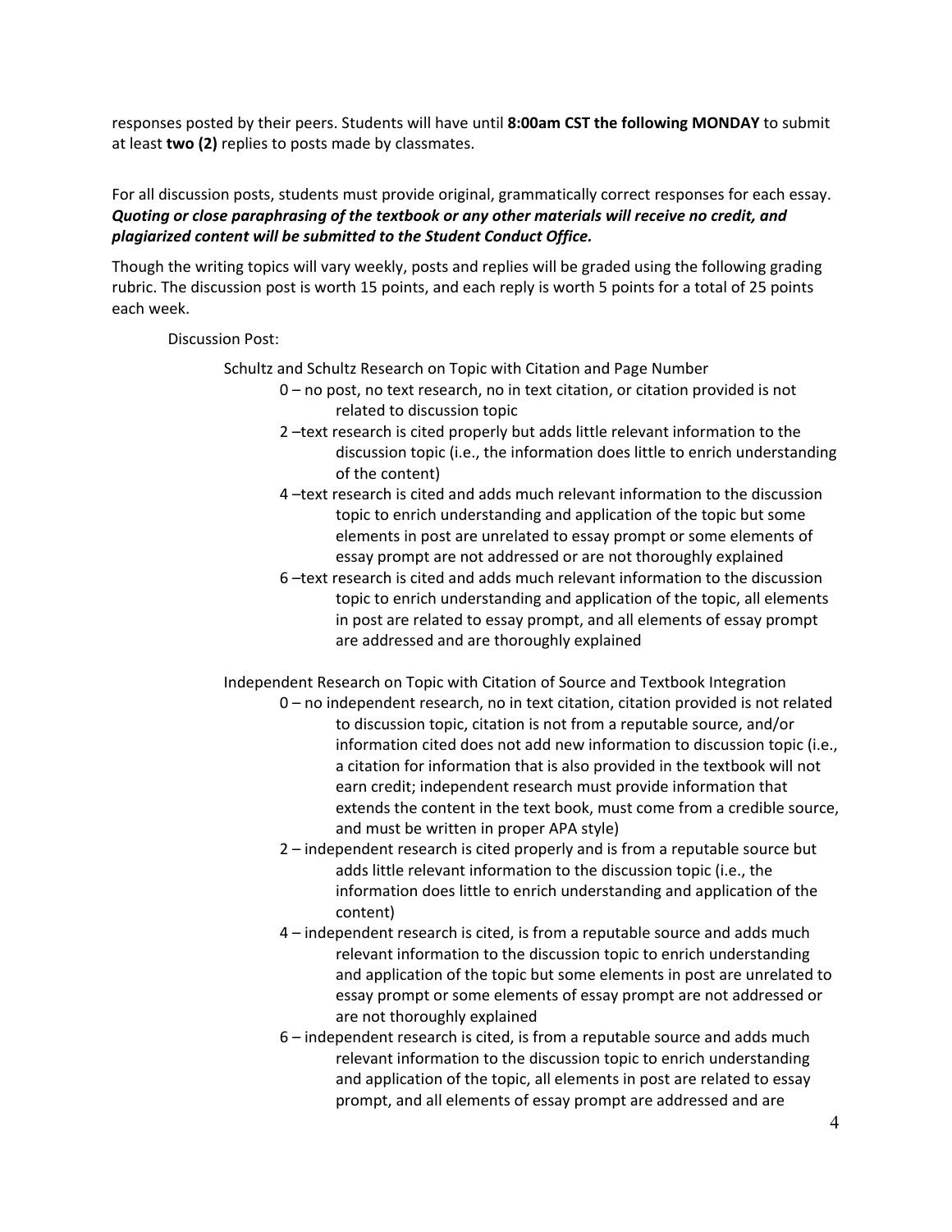responses posted by their peers. Students will have until **8:00am CST the following MONDAY** to submit at least **two (2)** replies to posts made by classmates.

For all discussion posts, students must provide original, grammatically correct responses for each essay. ***Quoting or close paraphrasing of the textbook or any other materials will receive no credit, and plagiarized content will be submitted to the Student Conduct Office.***

Though the writing topics will vary weekly, posts and replies will be graded using the following grading rubric. The discussion post is worth 15 points, and each reply is worth 5 points for a total of 25 points each week.

Discussion Post:

Schultz and Schultz Research on Topic with Citation and Page Number

- 0 – no post, no text research, no in text citation, or citation provided is not related to discussion topic
- 2 –text research is cited properly but adds little relevant information to the discussion topic (i.e., the information does little to enrich understanding of the content)
- 4 –text research is cited and adds much relevant information to the discussion topic to enrich understanding and application of the topic but some elements in post are unrelated to essay prompt or some elements of essay prompt are not addressed or are not thoroughly explained
- 6 –text research is cited and adds much relevant information to the discussion topic to enrich understanding and application of the topic, all elements in post are related to essay prompt, and all elements of essay prompt are addressed and are thoroughly explained

Independent Research on Topic with Citation of Source and Textbook Integration

- 0 – no independent research, no in text citation, citation provided is not related to discussion topic, citation is not from a reputable source, and/or information cited does not add new information to discussion topic (i.e., a citation for information that is also provided in the textbook will not earn credit; independent research must provide information that extends the content in the text book, must come from a credible source, and must be written in proper APA style)
- 2 – independent research is cited properly and is from a reputable source but adds little relevant information to the discussion topic (i.e., the information does little to enrich understanding and application of the content)
- 4 – independent research is cited, is from a reputable source and adds much relevant information to the discussion topic to enrich understanding and application of the topic but some elements in post are unrelated to essay prompt or some elements of essay prompt are not addressed or are not thoroughly explained
- 6 – independent research is cited, is from a reputable source and adds much relevant information to the discussion topic to enrich understanding and application of the topic, all elements in post are related to essay prompt, and all elements of essay prompt are addressed and are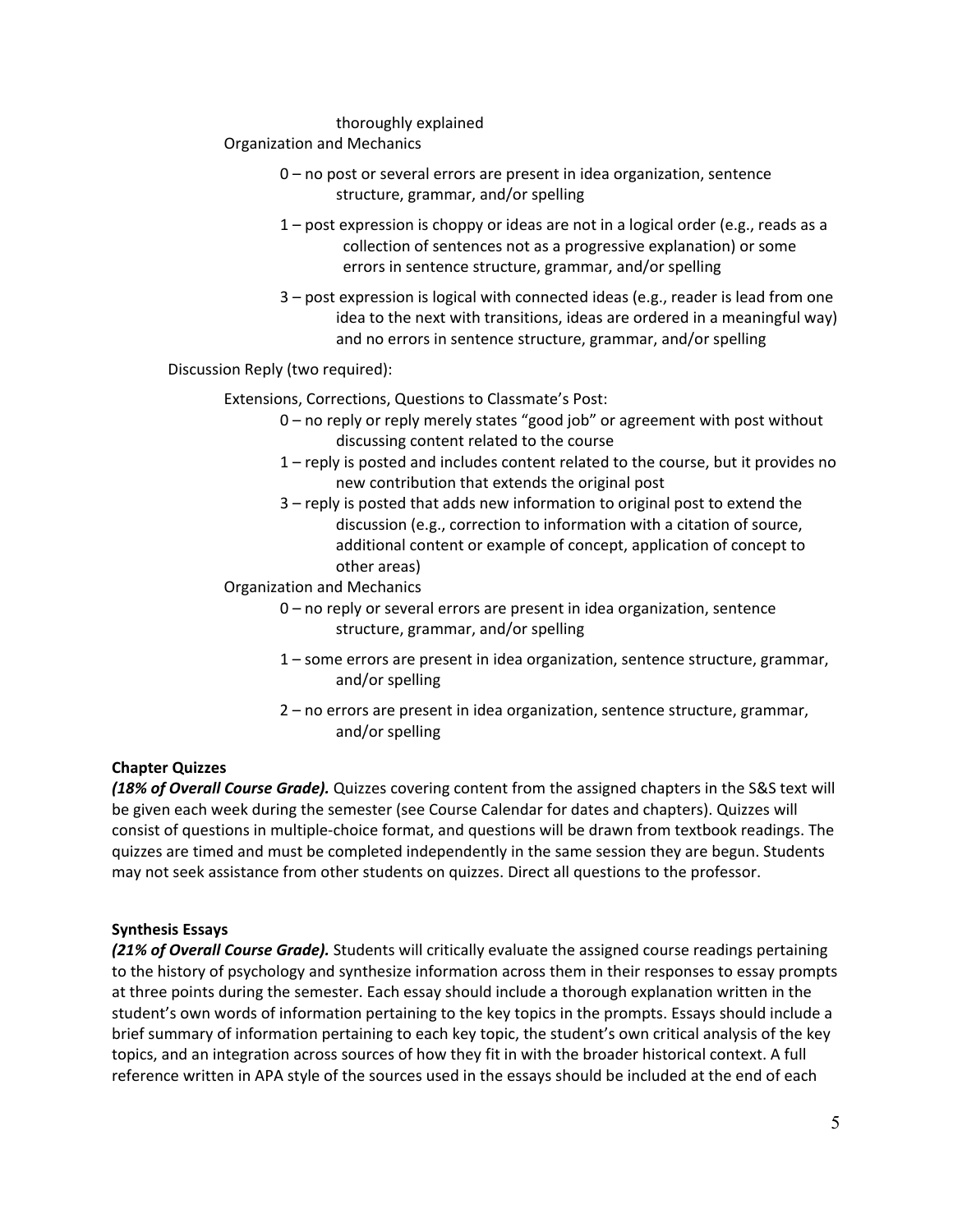thoroughly explained

Organization and Mechanics

- 0 – no post or several errors are present in idea organization, sentence structure, grammar, and/or spelling
- 1 – post expression is choppy or ideas are not in a logical order (e.g., reads as a collection of sentences not as a progressive explanation) or some errors in sentence structure, grammar, and/or spelling
- 3 – post expression is logical with connected ideas (e.g., reader is lead from one idea to the next with transitions, ideas are ordered in a meaningful way) and no errors in sentence structure, grammar, and/or spelling

Discussion Reply (two required):

Extensions, Corrections, Questions to Classmate's Post:

- 0 – no reply or reply merely states "good job" or agreement with post without discussing content related to the course
- 1 – reply is posted and includes content related to the course, but it provides no new contribution that extends the original post
- 3 – reply is posted that adds new information to original post to extend the discussion (e.g., correction to information with a citation of source, additional content or example of concept, application of concept to other areas)

Organization and Mechanics

- 0 – no reply or several errors are present in idea organization, sentence structure, grammar, and/or spelling
- 1 – some errors are present in idea organization, sentence structure, grammar, and/or spelling
- 2 – no errors are present in idea organization, sentence structure, grammar, and/or spelling

**Chapter Quizzes**

***(18% of Overall Course Grade).*** Quizzes covering content from the assigned chapters in the S&S text will be given each week during the semester (see Course Calendar for dates and chapters). Quizzes will consist of questions in multiple-choice format, and questions will be drawn from textbook readings. The quizzes are timed and must be completed independently in the same session they are begun. Students may not seek assistance from other students on quizzes. Direct all questions to the professor.

**Synthesis Essays**

***(21% of Overall Course Grade).*** Students will critically evaluate the assigned course readings pertaining to the history of psychology and synthesize information across them in their responses to essay prompts at three points during the semester. Each essay should include a thorough explanation written in the student's own words of information pertaining to the key topics in the prompts. Essays should include a brief summary of information pertaining to each key topic, the student's own critical analysis of the key topics, and an integration across sources of how they fit in with the broader historical context. A full reference written in APA style of the sources used in the essays should be included at the end of each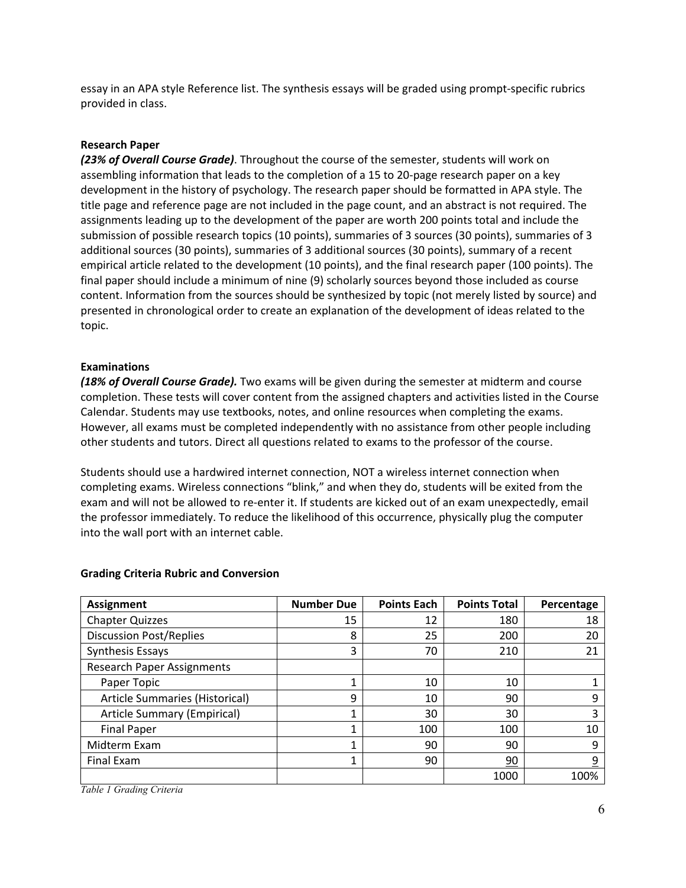essay in an APA style Reference list. The synthesis essays will be graded using prompt-specific rubrics provided in class.

**Research Paper**

***(23% of Overall Course Grade)***. Throughout the course of the semester, students will work on assembling information that leads to the completion of a 15 to 20-page research paper on a key development in the history of psychology. The research paper should be formatted in APA style. The title page and reference page are not included in the page count, and an abstract is not required. The assignments leading up to the development of the paper are worth 200 points total and include the submission of possible research topics (10 points), summaries of 3 sources (30 points), summaries of 3 additional sources (30 points), summaries of 3 additional sources (30 points), summary of a recent empirical article related to the development (10 points), and the final research paper (100 points). The final paper should include a minimum of nine (9) scholarly sources beyond those included as course content. Information from the sources should be synthesized by topic (not merely listed by source) and presented in chronological order to create an explanation of the development of ideas related to the topic.

**Examinations**

***(18% of Overall Course Grade).*** Two exams will be given during the semester at midterm and course completion. These tests will cover content from the assigned chapters and activities listed in the Course Calendar. Students may use textbooks, notes, and online resources when completing the exams. However, all exams must be completed independently with no assistance from other people including other students and tutors. Direct all questions related to exams to the professor of the course.

Students should use a hardwired internet connection, NOT a wireless internet connection when completing exams. Wireless connections "blink," and when they do, students will be exited from the exam and will not be allowed to re-enter it. If students are kicked out of an exam unexpectedly, email the professor immediately. To reduce the likelihood of this occurrence, physically plug the computer into the wall port with an internet cable.

**Grading Criteria Rubric and Conversion**

| Assignment | Number Due | Points Each | Points Total | Percentage |
|---|---|---|---|---|
| Chapter Quizzes | 15 | 12 | 180 | 18 |
| Discussion Post/Replies | 8 | 25 | 200 | 20 |
| Synthesis Essays | 3 | 70 | 210 | 21 |
| Research Paper Assignments | | | | |
| Paper Topic | 1 | 10 | 10 | 1 |
| Article Summaries (Historical) | 9 | 10 | 90 | 9 |
| Article Summary (Empirical) | 1 | 30 | 30 | 3 |
| Final Paper | 1 | 100 | 100 | 10 |
| Midterm Exam | 1 | 90 | 90 | 9 |
| Final Exam | 1 | 90 | 90 | 9 |
| | | | 1000 | 100% |

*Table 1 Grading Criteria*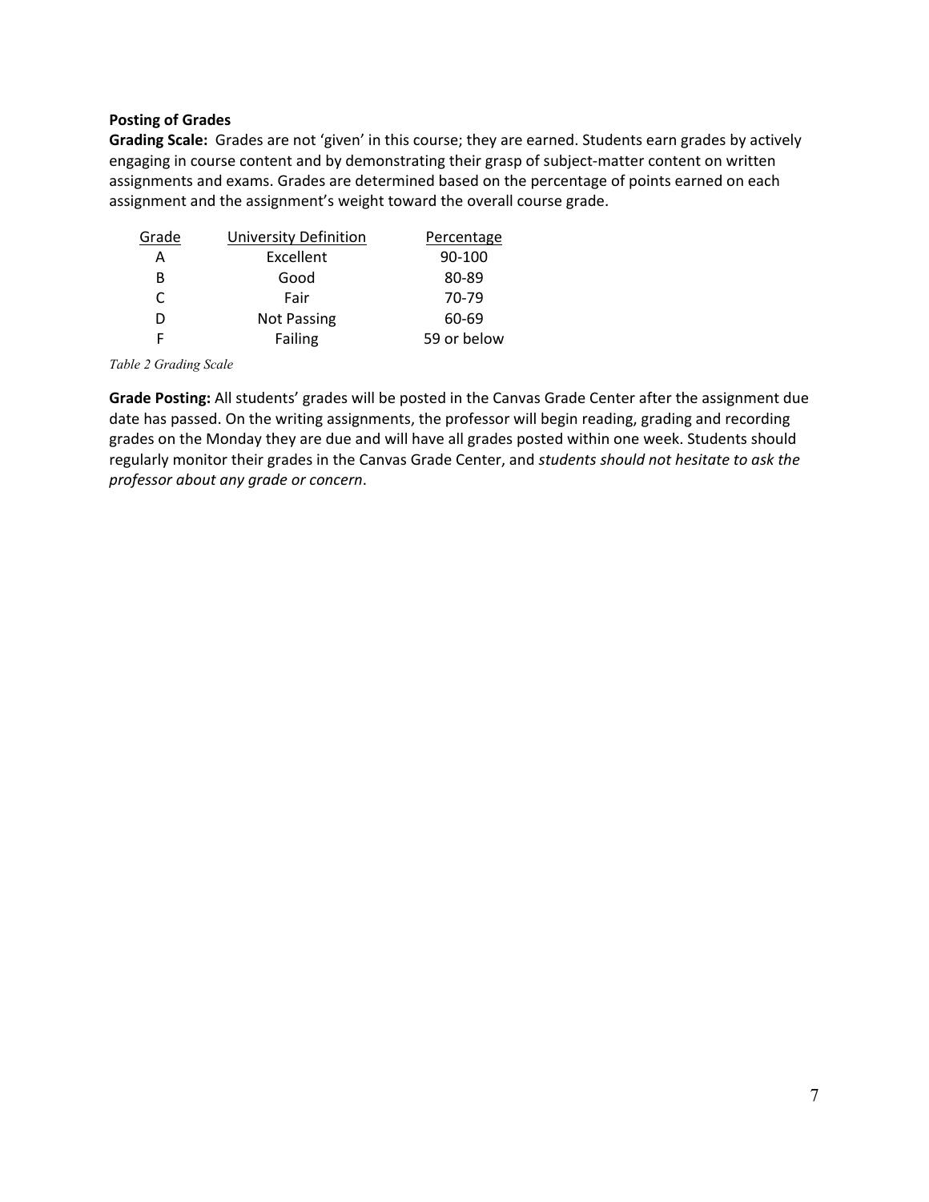**Posting of Grades**

**Grading Scale:** Grades are not 'given' in this course; they are earned. Students earn grades by actively engaging in course content and by demonstrating their grasp of subject-matter content on written assignments and exams. Grades are determined based on the percentage of points earned on each assignment and the assignment's weight toward the overall course grade.

| Grade | University Definition | Percentage |
|---|---|---|
| A | Excellent | 90-100 |
| B | Good | 80-89 |
| C | Fair | 70-79 |
| D | Not Passing | 60-69 |
| F | Failing | 59 or below |

*Table 2 Grading Scale*

**Grade Posting:** All students' grades will be posted in the Canvas Grade Center after the assignment due date has passed. On the writing assignments, the professor will begin reading, grading and recording grades on the Monday they are due and will have all grades posted within one week. Students should regularly monitor their grades in the Canvas Grade Center, and *students should not hesitate to ask the professor about any grade or concern*.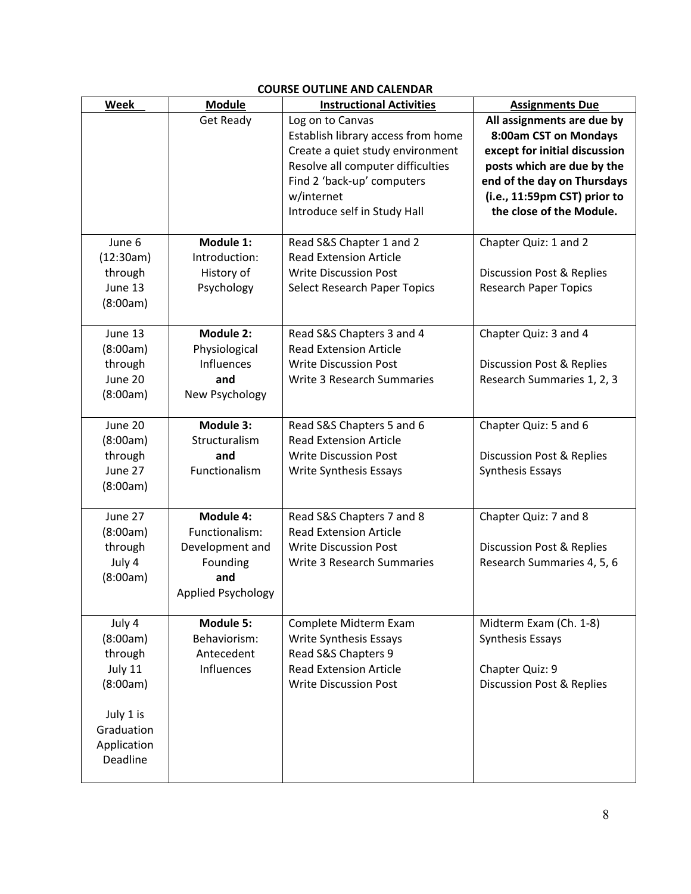**COURSE OUTLINE AND CALENDAR**

| Week | Module | Instructional Activities | Assignments Due |
|---|---|---|---|
| | Get Ready | Log on to Canvas<br>Establish library access from home<br>Create a quiet study environment<br>Resolve all computer difficulties<br>Find 2 'back-up' computers w/internet<br>Introduce self in Study Hall | **All assignments are due by 8:00am CST on Mondays except for initial discussion posts which are due by the end of the day on Thursdays (i.e., 11:59pm CST) prior to the close of the Module.** |
| June 6 (12:30am) through June 13 (8:00am) | **Module 1:** Introduction: History of Psychology | Read S&S Chapter 1 and 2<br>Read Extension Article<br>Write Discussion Post<br>Select Research Paper Topics | Chapter Quiz: 1 and 2<br><br>Discussion Post & Replies<br>Research Paper Topics |
| June 13 (8:00am) through June 20 (8:00am) | **Module 2:** Physiological Influences **and** New Psychology | Read S&S Chapters 3 and 4<br>Read Extension Article<br>Write Discussion Post<br>Write 3 Research Summaries | Chapter Quiz: 3 and 4<br><br>Discussion Post & Replies<br>Research Summaries 1, 2, 3 |
| June 20 (8:00am) through June 27 (8:00am) | **Module 3:** Structuralism **and** Functionalism | Read S&S Chapters 5 and 6<br>Read Extension Article<br>Write Discussion Post<br>Write Synthesis Essays | Chapter Quiz: 5 and 6<br><br>Discussion Post & Replies<br>Synthesis Essays |
| June 27 (8:00am) through July 4 (8:00am) | **Module 4:** Functionalism: Development and Founding **and** Applied Psychology | Read S&S Chapters 7 and 8<br>Read Extension Article<br>Write Discussion Post<br>Write 3 Research Summaries | Chapter Quiz: 7 and 8<br><br>Discussion Post & Replies<br>Research Summaries 4, 5, 6 |
| July 4 (8:00am) through July 11 (8:00am)<br><br>July 1 is Graduation Application Deadline | **Module 5:** Behaviorism: Antecedent Influences | Complete Midterm Exam<br>Write Synthesis Essays<br>Read S&S Chapters 9<br>Read Extension Article<br>Write Discussion Post | Midterm Exam (Ch. 1-8)<br>Synthesis Essays<br><br>Chapter Quiz: 9<br>Discussion Post & Replies |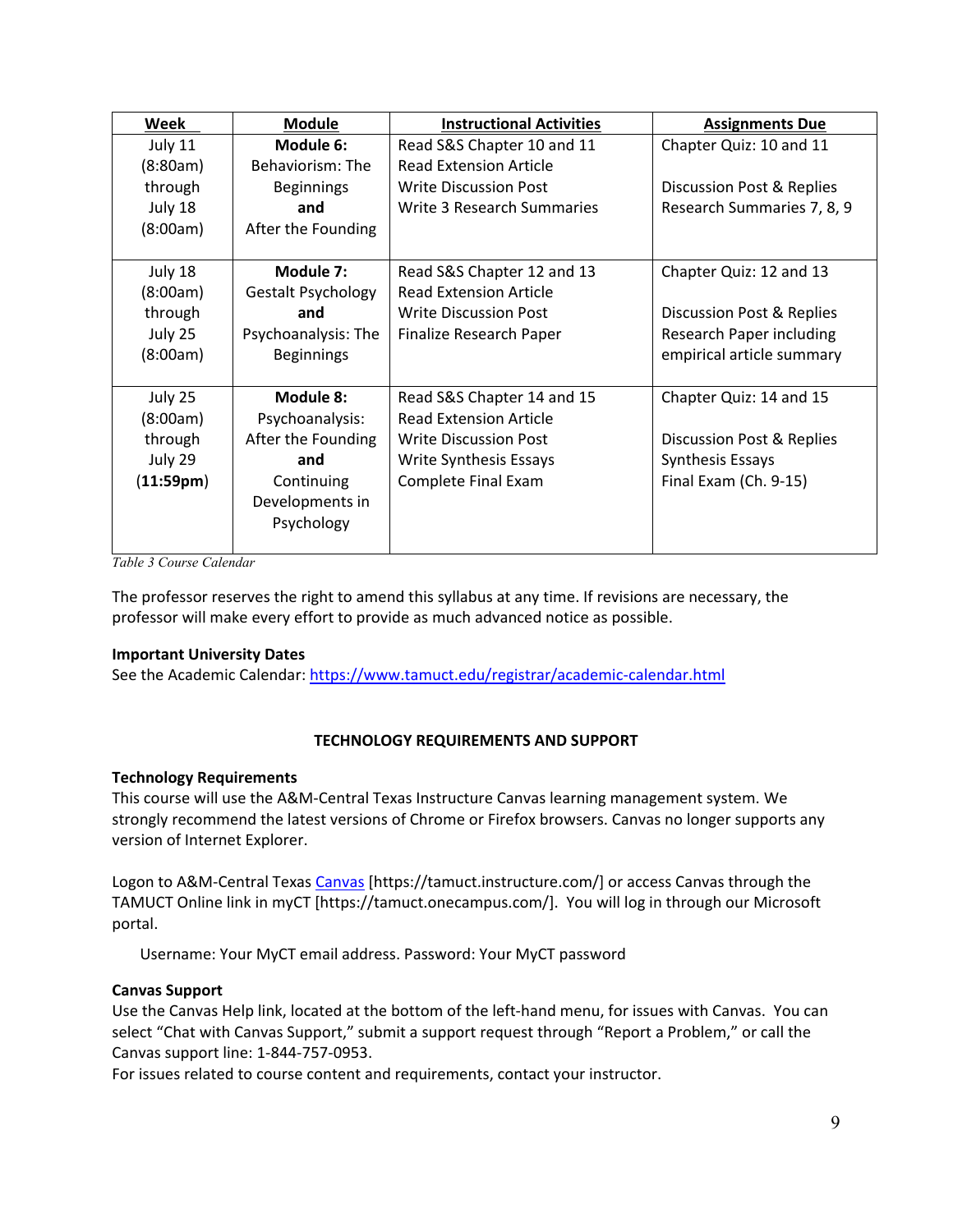| Week | Module | Instructional Activities | Assignments Due |
|---|---|---|---|
| July 11 (8:80am) through July 18 (8:00am) | **Module 6:** Behaviorism: The Beginnings **and** After the Founding | Read S&S Chapter 10 and 11<br>Read Extension Article<br>Write Discussion Post<br>Write 3 Research Summaries | Chapter Quiz: 10 and 11<br><br>Discussion Post & Replies<br>Research Summaries 7, 8, 9 |
| July 18 (8:00am) through July 25 (8:00am) | **Module 7:** Gestalt Psychology **and** Psychoanalysis: The Beginnings | Read S&S Chapter 12 and 13<br>Read Extension Article<br>Write Discussion Post<br>Finalize Research Paper | Chapter Quiz: 12 and 13<br><br>Discussion Post & Replies<br>Research Paper including empirical article summary |
| July 25 (8:00am) through July 29 (**11:59pm**) | **Module 8:** Psychoanalysis: After the Founding **and** Continuing Developments in Psychology | Read S&S Chapter 14 and 15<br>Read Extension Article<br>Write Discussion Post<br>Write Synthesis Essays<br>Complete Final Exam | Chapter Quiz: 14 and 15<br><br>Discussion Post & Replies<br>Synthesis Essays<br>Final Exam (Ch. 9-15) |

*Table 3 Course Calendar*

The professor reserves the right to amend this syllabus at any time. If revisions are necessary, the professor will make every effort to provide as much advanced notice as possible.

**Important University Dates**
See the Academic Calendar: https://www.tamuct.edu/registrar/academic-calendar.html

## TECHNOLOGY REQUIREMENTS AND SUPPORT

**Technology Requirements**
This course will use the A&M-Central Texas Instructure Canvas learning management system. We strongly recommend the latest versions of Chrome or Firefox browsers. Canvas no longer supports any version of Internet Explorer.

Logon to A&M-Central Texas Canvas [https://tamuct.instructure.com/] or access Canvas through the TAMUCT Online link in myCT [https://tamuct.onecampus.com/]. You will log in through our Microsoft portal.

Username: Your MyCT email address. Password: Your MyCT password

**Canvas Support**
Use the Canvas Help link, located at the bottom of the left-hand menu, for issues with Canvas. You can select "Chat with Canvas Support," submit a support request through "Report a Problem," or call the Canvas support line: 1-844-757-0953.
For issues related to course content and requirements, contact your instructor.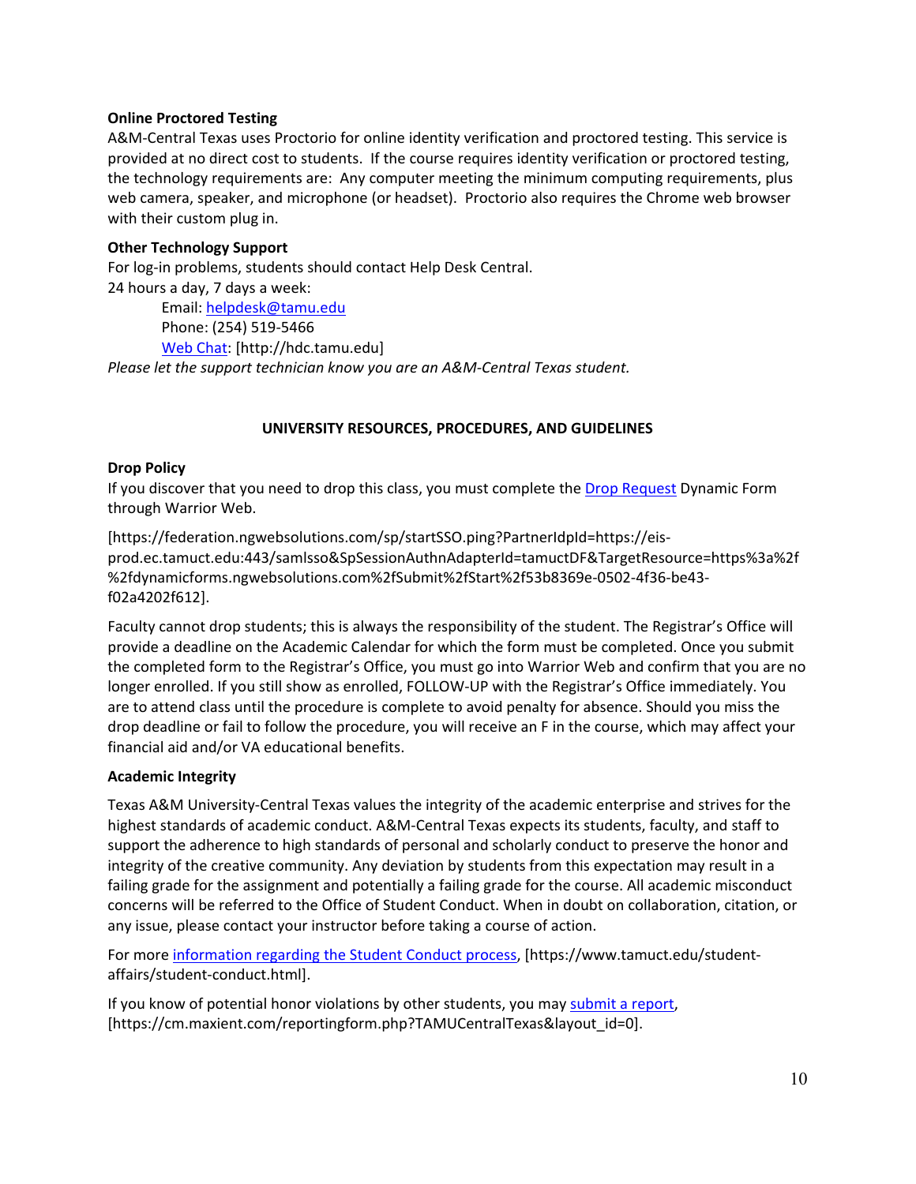**Online Proctored Testing**

A&M-Central Texas uses Proctorio for online identity verification and proctored testing. This service is provided at no direct cost to students. If the course requires identity verification or proctored testing, the technology requirements are: Any computer meeting the minimum computing requirements, plus web camera, speaker, and microphone (or headset). Proctorio also requires the Chrome web browser with their custom plug in.

**Other Technology Support**

For log-in problems, students should contact Help Desk Central.

24 hours a day, 7 days a week:

Email: helpdesk@tamu.edu
Phone: (254) 519-5466
Web Chat: [http://hdc.tamu.edu]

*Please let the support technician know you are an A&M-Central Texas student.*

## UNIVERSITY RESOURCES, PROCEDURES, AND GUIDELINES

**Drop Policy**

If you discover that you need to drop this class, you must complete the Drop Request Dynamic Form through Warrior Web.

[https://federation.ngwebsolutions.com/sp/startSSO.ping?PartnerIdpId=https://eis-prod.ec.tamuct.edu:443/samlsso&SpSessionAuthnAdapterId=tamuctDF&TargetResource=https%3a%2f%2fdynamicforms.ngwebsolutions.com%2fSubmit%2fStart%2f53b8369e-0502-4f36-be43-f02a4202f612].

Faculty cannot drop students; this is always the responsibility of the student. The Registrar's Office will provide a deadline on the Academic Calendar for which the form must be completed. Once you submit the completed form to the Registrar's Office, you must go into Warrior Web and confirm that you are no longer enrolled. If you still show as enrolled, FOLLOW-UP with the Registrar's Office immediately. You are to attend class until the procedure is complete to avoid penalty for absence. Should you miss the drop deadline or fail to follow the procedure, you will receive an F in the course, which may affect your financial aid and/or VA educational benefits.

**Academic Integrity**

Texas A&M University-Central Texas values the integrity of the academic enterprise and strives for the highest standards of academic conduct. A&M-Central Texas expects its students, faculty, and staff to support the adherence to high standards of personal and scholarly conduct to preserve the honor and integrity of the creative community. Any deviation by students from this expectation may result in a failing grade for the assignment and potentially a failing grade for the course. All academic misconduct concerns will be referred to the Office of Student Conduct. When in doubt on collaboration, citation, or any issue, please contact your instructor before taking a course of action.

For more information regarding the Student Conduct process, [https://www.tamuct.edu/student-affairs/student-conduct.html].

If you know of potential honor violations by other students, you may submit a report, [https://cm.maxient.com/reportingform.php?TAMUCentralTexas&layout_id=0].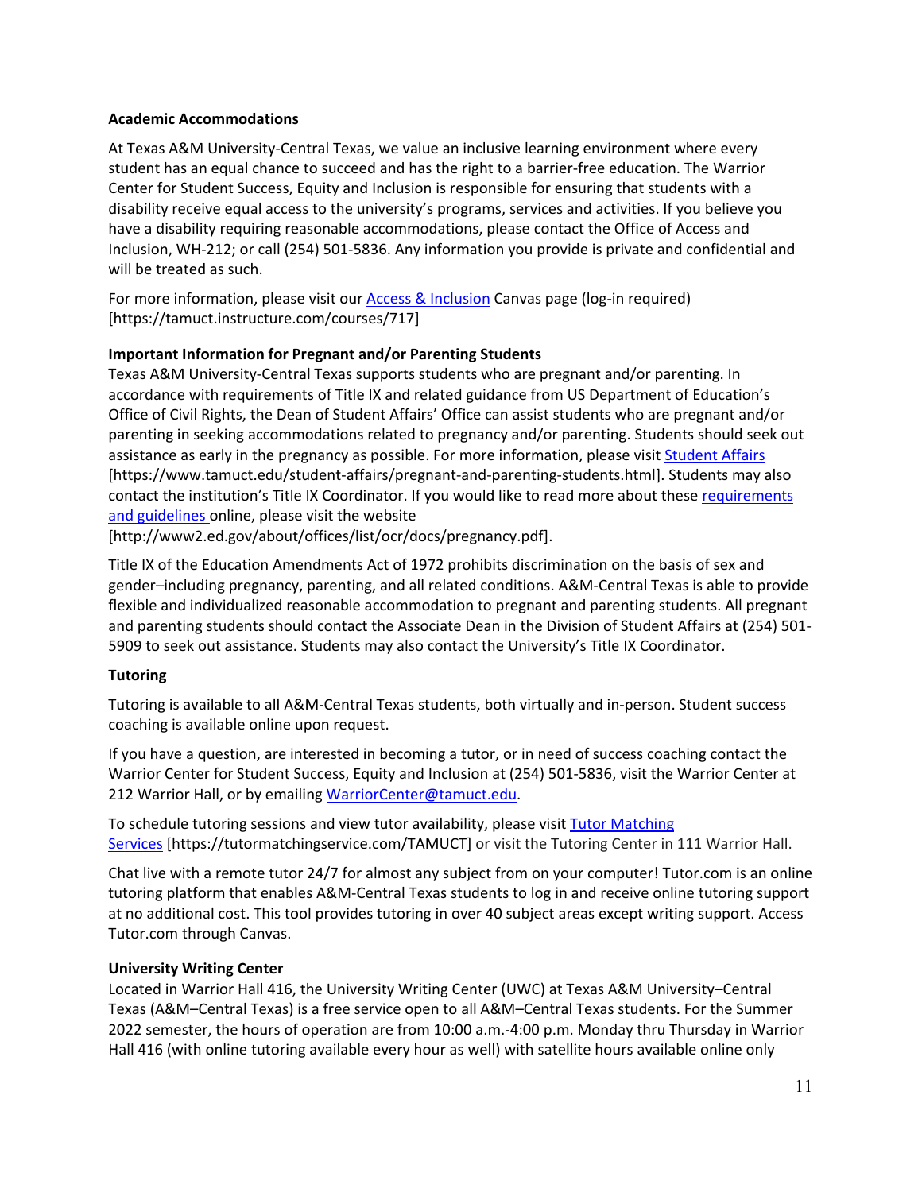**Academic Accommodations**

At Texas A&M University-Central Texas, we value an inclusive learning environment where every student has an equal chance to succeed and has the right to a barrier-free education. The Warrior Center for Student Success, Equity and Inclusion is responsible for ensuring that students with a disability receive equal access to the university's programs, services and activities. If you believe you have a disability requiring reasonable accommodations, please contact the Office of Access and Inclusion, WH-212; or call (254) 501-5836. Any information you provide is private and confidential and will be treated as such.

For more information, please visit our Access & Inclusion Canvas page (log-in required) [https://tamuct.instructure.com/courses/717]

**Important Information for Pregnant and/or Parenting Students**

Texas A&M University-Central Texas supports students who are pregnant and/or parenting. In accordance with requirements of Title IX and related guidance from US Department of Education's Office of Civil Rights, the Dean of Student Affairs' Office can assist students who are pregnant and/or parenting in seeking accommodations related to pregnancy and/or parenting. Students should seek out assistance as early in the pregnancy as possible. For more information, please visit Student Affairs [https://www.tamuct.edu/student-affairs/pregnant-and-parenting-students.html]. Students may also contact the institution's Title IX Coordinator. If you would like to read more about these requirements and guidelines online, please visit the website [http://www2.ed.gov/about/offices/list/ocr/docs/pregnancy.pdf].

Title IX of the Education Amendments Act of 1972 prohibits discrimination on the basis of sex and gender–including pregnancy, parenting, and all related conditions. A&M-Central Texas is able to provide flexible and individualized reasonable accommodation to pregnant and parenting students. All pregnant and parenting students should contact the Associate Dean in the Division of Student Affairs at (254) 501-5909 to seek out assistance. Students may also contact the University's Title IX Coordinator.

**Tutoring**

Tutoring is available to all A&M-Central Texas students, both virtually and in-person. Student success coaching is available online upon request.

If you have a question, are interested in becoming a tutor, or in need of success coaching contact the Warrior Center for Student Success, Equity and Inclusion at (254) 501-5836, visit the Warrior Center at 212 Warrior Hall, or by emailing WarriorCenter@tamuct.edu.

To schedule tutoring sessions and view tutor availability, please visit Tutor Matching Services [https://tutormatchingservice.com/TAMUCT] or visit the Tutoring Center in 111 Warrior Hall.

Chat live with a remote tutor 24/7 for almost any subject from on your computer! Tutor.com is an online tutoring platform that enables A&M-Central Texas students to log in and receive online tutoring support at no additional cost. This tool provides tutoring in over 40 subject areas except writing support. Access Tutor.com through Canvas.

**University Writing Center**

Located in Warrior Hall 416, the University Writing Center (UWC) at Texas A&M University–Central Texas (A&M–Central Texas) is a free service open to all A&M–Central Texas students. For the Summer 2022 semester, the hours of operation are from 10:00 a.m.-4:00 p.m. Monday thru Thursday in Warrior Hall 416 (with online tutoring available every hour as well) with satellite hours available online only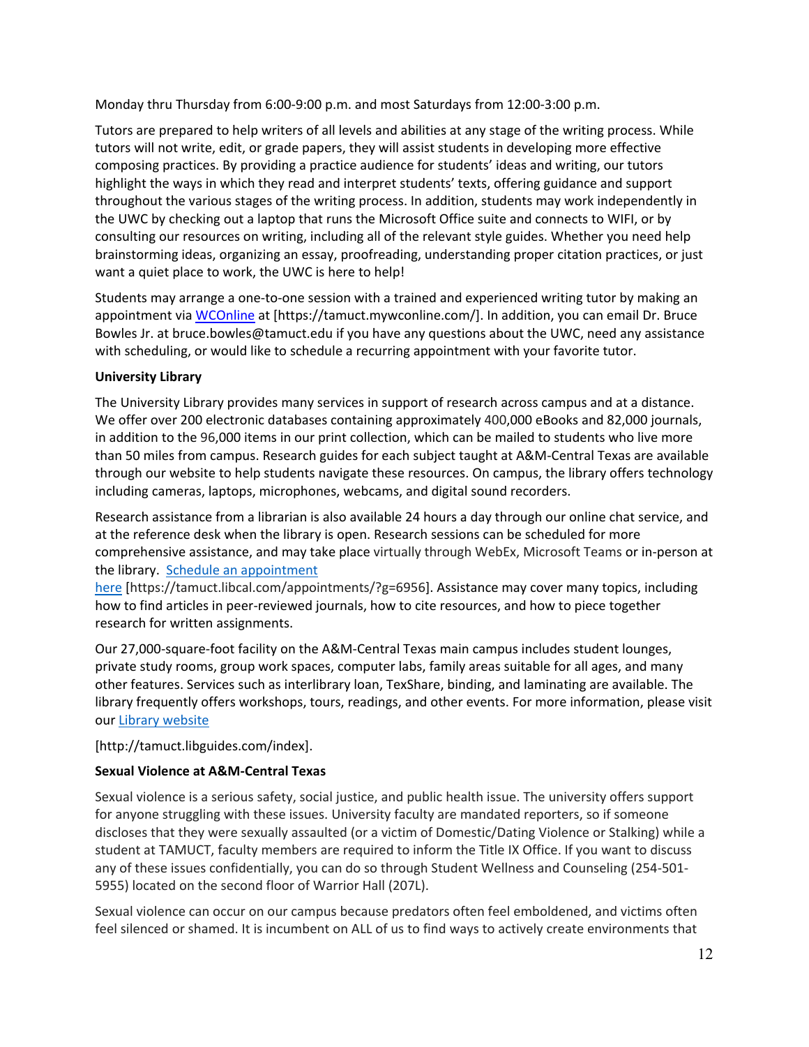Monday thru Thursday from 6:00-9:00 p.m. and most Saturdays from 12:00-3:00 p.m.

Tutors are prepared to help writers of all levels and abilities at any stage of the writing process. While tutors will not write, edit, or grade papers, they will assist students in developing more effective composing practices. By providing a practice audience for students' ideas and writing, our tutors highlight the ways in which they read and interpret students' texts, offering guidance and support throughout the various stages of the writing process. In addition, students may work independently in the UWC by checking out a laptop that runs the Microsoft Office suite and connects to WIFI, or by consulting our resources on writing, including all of the relevant style guides. Whether you need help brainstorming ideas, organizing an essay, proofreading, understanding proper citation practices, or just want a quiet place to work, the UWC is here to help!

Students may arrange a one-to-one session with a trained and experienced writing tutor by making an appointment via WCOnline at [https://tamuct.mywconline.com/]. In addition, you can email Dr. Bruce Bowles Jr. at bruce.bowles@tamuct.edu if you have any questions about the UWC, need any assistance with scheduling, or would like to schedule a recurring appointment with your favorite tutor.

**University Library**

The University Library provides many services in support of research across campus and at a distance. We offer over 200 electronic databases containing approximately 400,000 eBooks and 82,000 journals, in addition to the 96,000 items in our print collection, which can be mailed to students who live more than 50 miles from campus. Research guides for each subject taught at A&M-Central Texas are available through our website to help students navigate these resources. On campus, the library offers technology including cameras, laptops, microphones, webcams, and digital sound recorders.

Research assistance from a librarian is also available 24 hours a day through our online chat service, and at the reference desk when the library is open. Research sessions can be scheduled for more comprehensive assistance, and may take place virtually through WebEx, Microsoft Teams or in-person at the library. Schedule an appointment here [https://tamuct.libcal.com/appointments/?g=6956]. Assistance may cover many topics, including how to find articles in peer-reviewed journals, how to cite resources, and how to piece together research for written assignments.

Our 27,000-square-foot facility on the A&M-Central Texas main campus includes student lounges, private study rooms, group work spaces, computer labs, family areas suitable for all ages, and many other features. Services such as interlibrary loan, TexShare, binding, and laminating are available. The library frequently offers workshops, tours, readings, and other events. For more information, please visit our Library website

[http://tamuct.libguides.com/index].

**Sexual Violence at A&M-Central Texas**

Sexual violence is a serious safety, social justice, and public health issue. The university offers support for anyone struggling with these issues. University faculty are mandated reporters, so if someone discloses that they were sexually assaulted (or a victim of Domestic/Dating Violence or Stalking) while a student at TAMUCT, faculty members are required to inform the Title IX Office. If you want to discuss any of these issues confidentially, you can do so through Student Wellness and Counseling (254-501-5955) located on the second floor of Warrior Hall (207L).

Sexual violence can occur on our campus because predators often feel emboldened, and victims often feel silenced or shamed. It is incumbent on ALL of us to find ways to actively create environments that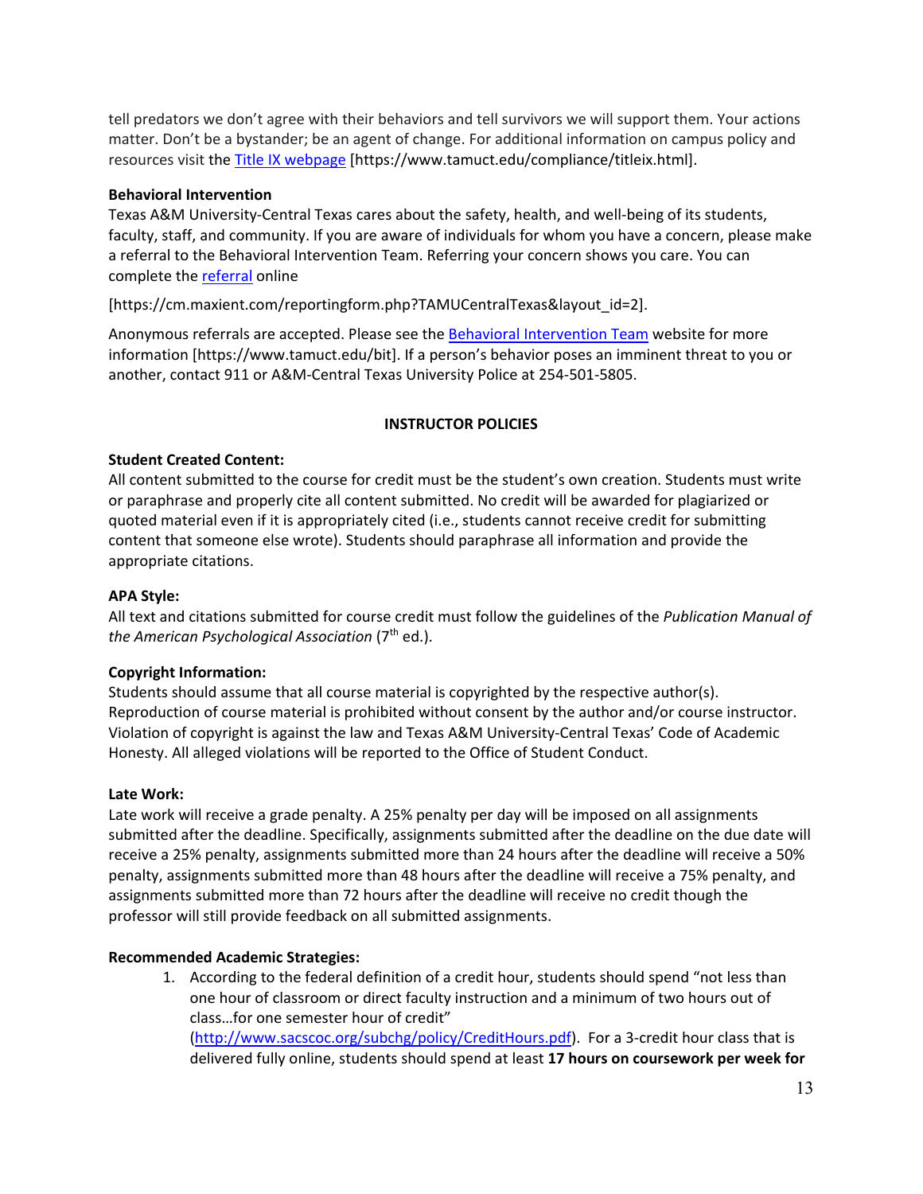tell predators we don't agree with their behaviors and tell survivors we will support them. Your actions matter. Don't be a bystander; be an agent of change. For additional information on campus policy and resources visit the [Title IX webpage](https://www.tamuct.edu/compliance/titleix.html) [https://www.tamuct.edu/compliance/titleix.html].

**Behavioral Intervention**

Texas A&M University-Central Texas cares about the safety, health, and well-being of its students, faculty, staff, and community. If you are aware of individuals for whom you have a concern, please make a referral to the Behavioral Intervention Team. Referring your concern shows you care. You can complete the [referral](https://cm.maxient.com/reportingform.php?TAMUCentralTexas&layout_id=2) online

[https://cm.maxient.com/reportingform.php?TAMUCentralTexas&layout_id=2].

Anonymous referrals are accepted. Please see the [Behavioral Intervention Team](https://www.tamuct.edu/bit) website for more information [https://www.tamuct.edu/bit]. If a person's behavior poses an imminent threat to you or another, contact 911 or A&M-Central Texas University Police at 254-501-5805.

## INSTRUCTOR POLICIES

**Student Created Content:**

All content submitted to the course for credit must be the student's own creation. Students must write or paraphrase and properly cite all content submitted. No credit will be awarded for plagiarized or quoted material even if it is appropriately cited (i.e., students cannot receive credit for submitting content that someone else wrote). Students should paraphrase all information and provide the appropriate citations.

**APA Style:**

All text and citations submitted for course credit must follow the guidelines of the *Publication Manual of the American Psychological Association* (7th ed.).

**Copyright Information:**

Students should assume that all course material is copyrighted by the respective author(s). Reproduction of course material is prohibited without consent by the author and/or course instructor. Violation of copyright is against the law and Texas A&M University-Central Texas' Code of Academic Honesty. All alleged violations will be reported to the Office of Student Conduct.

**Late Work:**

Late work will receive a grade penalty. A 25% penalty per day will be imposed on all assignments submitted after the deadline. Specifically, assignments submitted after the deadline on the due date will receive a 25% penalty, assignments submitted more than 24 hours after the deadline will receive a 50% penalty, assignments submitted more than 48 hours after the deadline will receive a 75% penalty, and assignments submitted more than 72 hours after the deadline will receive no credit though the professor will still provide feedback on all submitted assignments.

**Recommended Academic Strategies:**

1. According to the federal definition of a credit hour, students should spend "not less than one hour of classroom or direct faculty instruction and a minimum of two hours out of class…for one semester hour of credit" ([http://www.sacscoc.org/subchg/policy/CreditHours.pdf](http://www.sacscoc.org/subchg/policy/CreditHours.pdf)). For a 3-credit hour class that is delivered fully online, students should spend at least **17 hours on coursework per week for**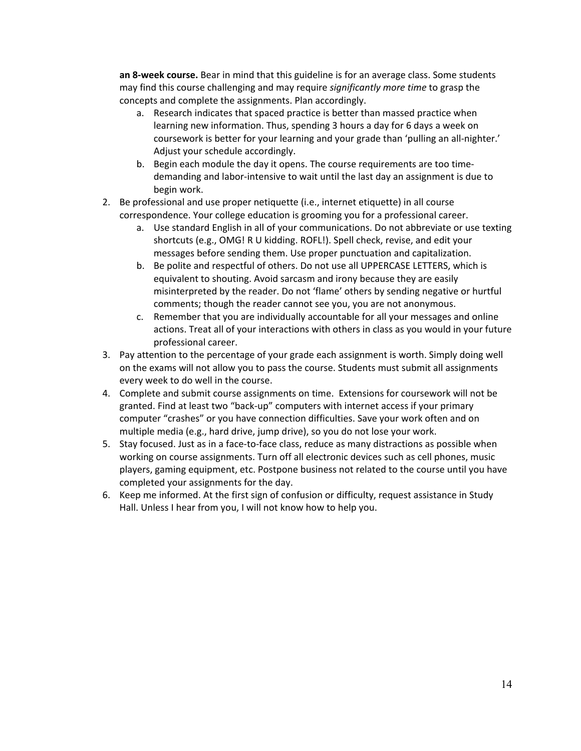**an 8-week course.** Bear in mind that this guideline is for an average class. Some students may find this course challenging and may require *significantly more time* to grasp the concepts and complete the assignments. Plan accordingly.

   a. Research indicates that spaced practice is better than massed practice when learning new information. Thus, spending 3 hours a day for 6 days a week on coursework is better for your learning and your grade than 'pulling an all-nighter.' Adjust your schedule accordingly.
   b. Begin each module the day it opens. The course requirements are too time-demanding and labor-intensive to wait until the last day an assignment is due to begin work.

2. Be professional and use proper netiquette (i.e., internet etiquette) in all course correspondence. Your college education is grooming you for a professional career.
   a. Use standard English in all of your communications. Do not abbreviate or use texting shortcuts (e.g., OMG! R U kidding. ROFL!). Spell check, revise, and edit your messages before sending them. Use proper punctuation and capitalization.
   b. Be polite and respectful of others. Do not use all UPPERCASE LETTERS, which is equivalent to shouting. Avoid sarcasm and irony because they are easily misinterpreted by the reader. Do not 'flame' others by sending negative or hurtful comments; though the reader cannot see you, you are not anonymous.
   c. Remember that you are individually accountable for all your messages and online actions. Treat all of your interactions with others in class as you would in your future professional career.
3. Pay attention to the percentage of your grade each assignment is worth. Simply doing well on the exams will not allow you to pass the course. Students must submit all assignments every week to do well in the course.
4. Complete and submit course assignments on time. Extensions for coursework will not be granted. Find at least two "back-up" computers with internet access if your primary computer "crashes" or you have connection difficulties. Save your work often and on multiple media (e.g., hard drive, jump drive), so you do not lose your work.
5. Stay focused. Just as in a face-to-face class, reduce as many distractions as possible when working on course assignments. Turn off all electronic devices such as cell phones, music players, gaming equipment, etc. Postpone business not related to the course until you have completed your assignments for the day.
6. Keep me informed. At the first sign of confusion or difficulty, request assistance in Study Hall. Unless I hear from you, I will not know how to help you.